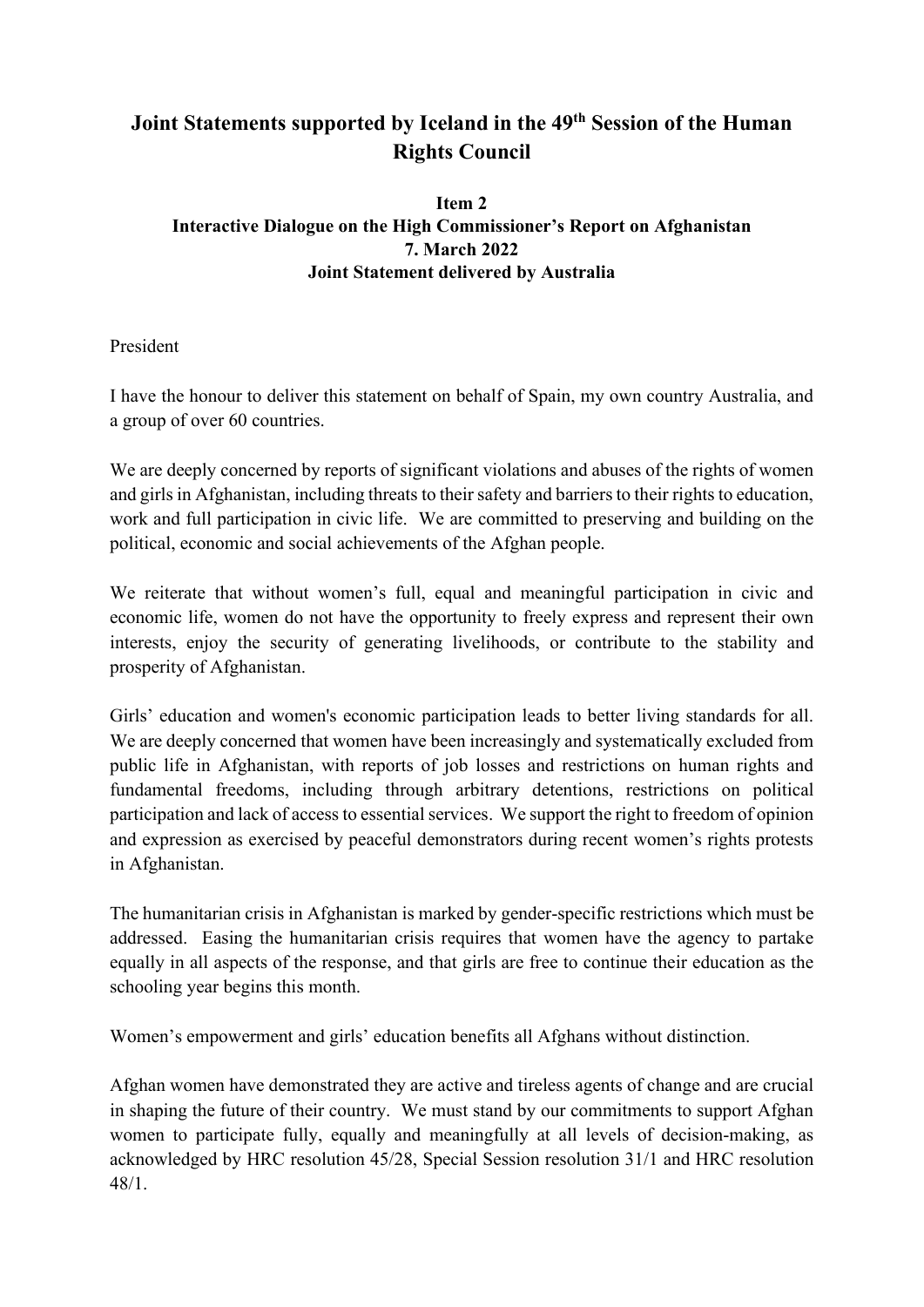# Joint Statements supported by Iceland in the 49th Session of the Human Rights Council

**Item 2**
**Interactive Dialogue on the High Commissioner's Report on Afghanistan**
**7. March 2022**
**Joint Statement delivered by Australia**

President

I have the honour to deliver this statement on behalf of Spain, my own country Australia, and a group of over 60 countries.

We are deeply concerned by reports of significant violations and abuses of the rights of women and girls in Afghanistan, including threats to their safety and barriers to their rights to education, work and full participation in civic life. We are committed to preserving and building on the political, economic and social achievements of the Afghan people.

We reiterate that without women's full, equal and meaningful participation in civic and economic life, women do not have the opportunity to freely express and represent their own interests, enjoy the security of generating livelihoods, or contribute to the stability and prosperity of Afghanistan.

Girls' education and women's economic participation leads to better living standards for all. We are deeply concerned that women have been increasingly and systematically excluded from public life in Afghanistan, with reports of job losses and restrictions on human rights and fundamental freedoms, including through arbitrary detentions, restrictions on political participation and lack of access to essential services. We support the right to freedom of opinion and expression as exercised by peaceful demonstrators during recent women's rights protests in Afghanistan.

The humanitarian crisis in Afghanistan is marked by gender-specific restrictions which must be addressed. Easing the humanitarian crisis requires that women have the agency to partake equally in all aspects of the response, and that girls are free to continue their education as the schooling year begins this month.

Women's empowerment and girls' education benefits all Afghans without distinction.

Afghan women have demonstrated they are active and tireless agents of change and are crucial in shaping the future of their country. We must stand by our commitments to support Afghan women to participate fully, equally and meaningfully at all levels of decision-making, as acknowledged by HRC resolution 45/28, Special Session resolution 31/1 and HRC resolution 48/1.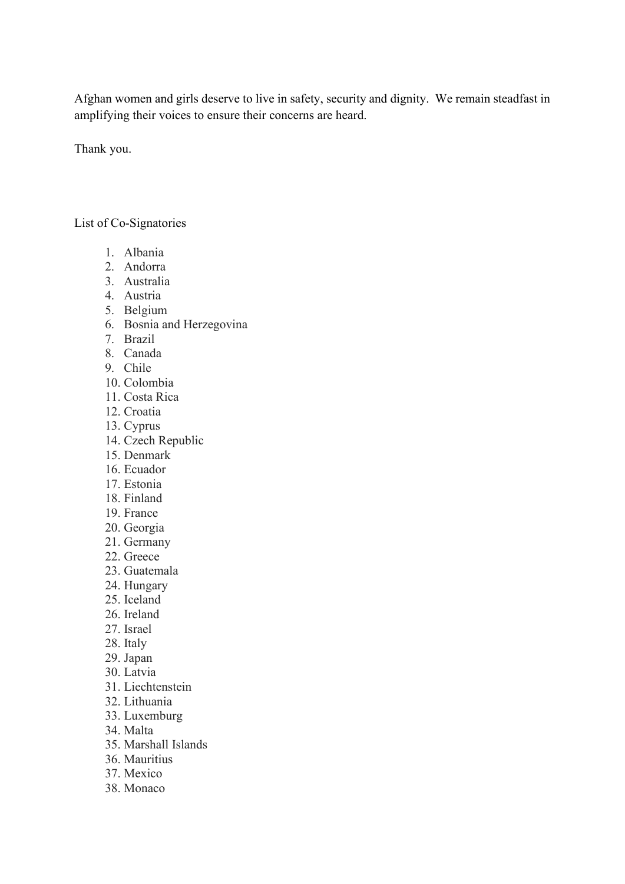Afghan women and girls deserve to live in safety, security and dignity. We remain steadfast in amplifying their voices to ensure their concerns are heard.

Thank you.

List of Co-Signatories

1. Albania
2. Andorra
3. Australia
4. Austria
5. Belgium
6. Bosnia and Herzegovina
7. Brazil
8. Canada
9. Chile
10. Colombia
11. Costa Rica
12. Croatia
13. Cyprus
14. Czech Republic
15. Denmark
16. Ecuador
17. Estonia
18. Finland
19. France
20. Georgia
21. Germany
22. Greece
23. Guatemala
24. Hungary
25. Iceland
26. Ireland
27. Israel
28. Italy
29. Japan
30. Latvia
31. Liechtenstein
32. Lithuania
33. Luxemburg
34. Malta
35. Marshall Islands
36. Mauritius
37. Mexico
38. Monaco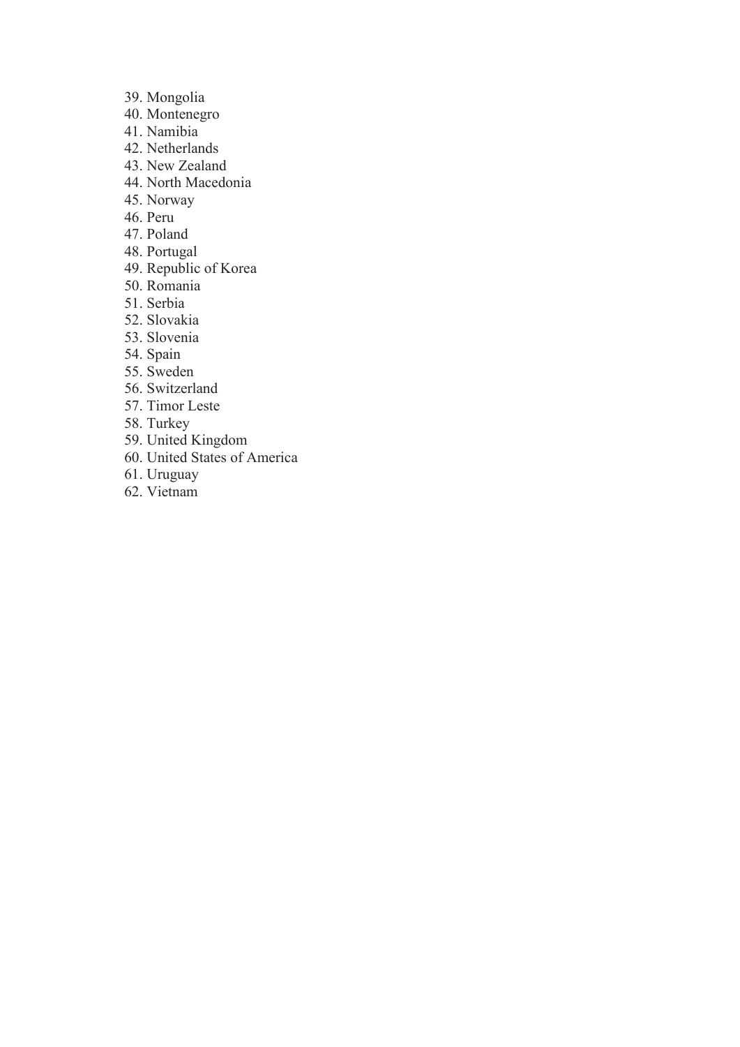39. Mongolia
40. Montenegro
41. Namibia
42. Netherlands
43. New Zealand
44. North Macedonia
45. Norway
46. Peru
47. Poland
48. Portugal
49. Republic of Korea
50. Romania
51. Serbia
52. Slovakia
53. Slovenia
54. Spain
55. Sweden
56. Switzerland
57. Timor Leste
58. Turkey
59. United Kingdom
60. United States of America
61. Uruguay
62. Vietnam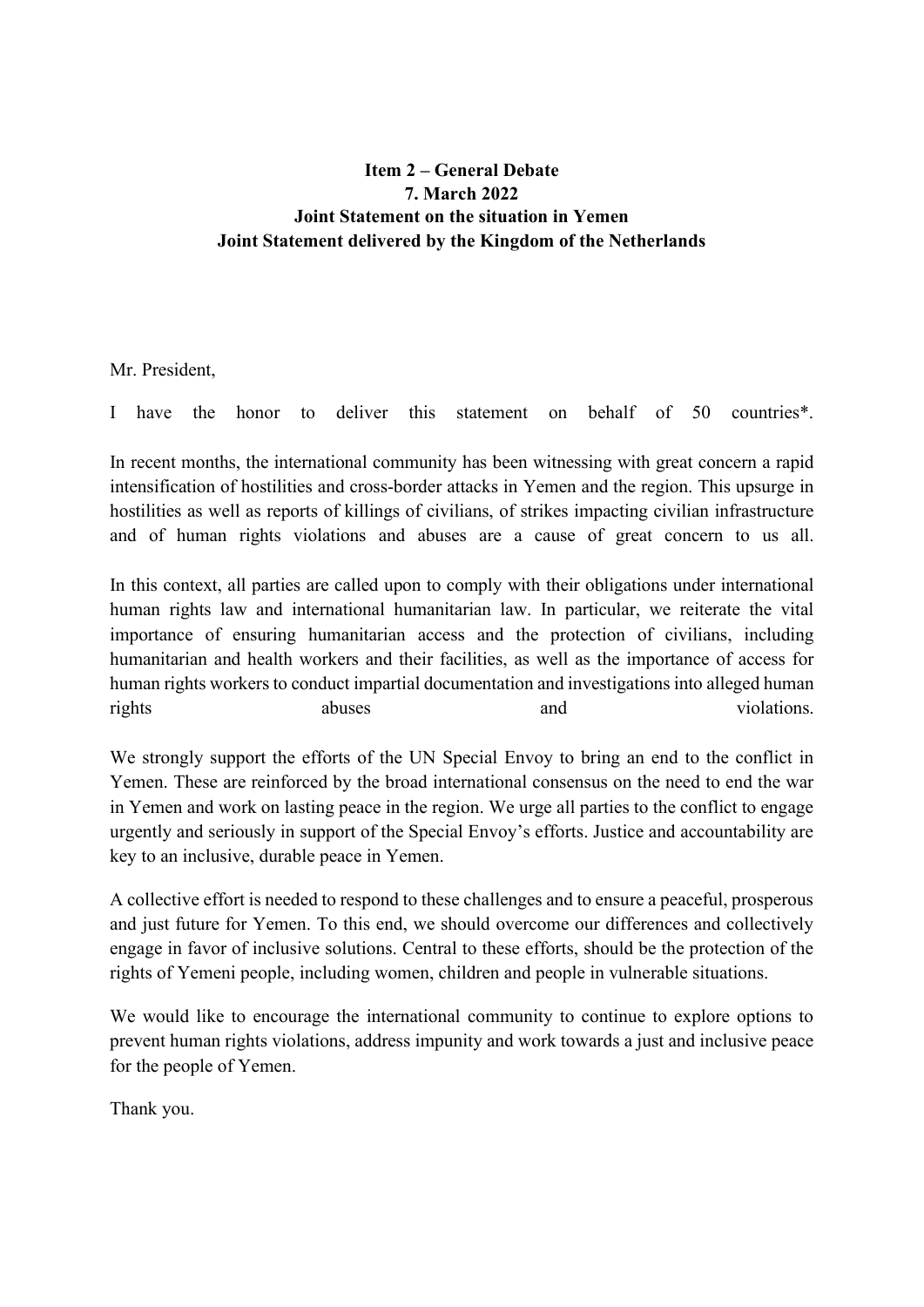**Item 2 – General Debate**
**7. March 2022**
**Joint Statement on the situation in Yemen**
**Joint Statement delivered by the Kingdom of the Netherlands**

Mr. President,

I have the honor to deliver this statement on behalf of 50 countries*.

In recent months, the international community has been witnessing with great concern a rapid intensification of hostilities and cross-border attacks in Yemen and the region. This upsurge in hostilities as well as reports of killings of civilians, of strikes impacting civilian infrastructure and of human rights violations and abuses are a cause of great concern to us all.

In this context, all parties are called upon to comply with their obligations under international human rights law and international humanitarian law. In particular, we reiterate the vital importance of ensuring humanitarian access and the protection of civilians, including humanitarian and health workers and their facilities, as well as the importance of access for human rights workers to conduct impartial documentation and investigations into alleged human rights abuses and violations.

We strongly support the efforts of the UN Special Envoy to bring an end to the conflict in Yemen. These are reinforced by the broad international consensus on the need to end the war in Yemen and work on lasting peace in the region. We urge all parties to the conflict to engage urgently and seriously in support of the Special Envoy's efforts. Justice and accountability are key to an inclusive, durable peace in Yemen.

A collective effort is needed to respond to these challenges and to ensure a peaceful, prosperous and just future for Yemen. To this end, we should overcome our differences and collectively engage in favor of inclusive solutions. Central to these efforts, should be the protection of the rights of Yemeni people, including women, children and people in vulnerable situations.

We would like to encourage the international community to continue to explore options to prevent human rights violations, address impunity and work towards a just and inclusive peace for the people of Yemen.

Thank you.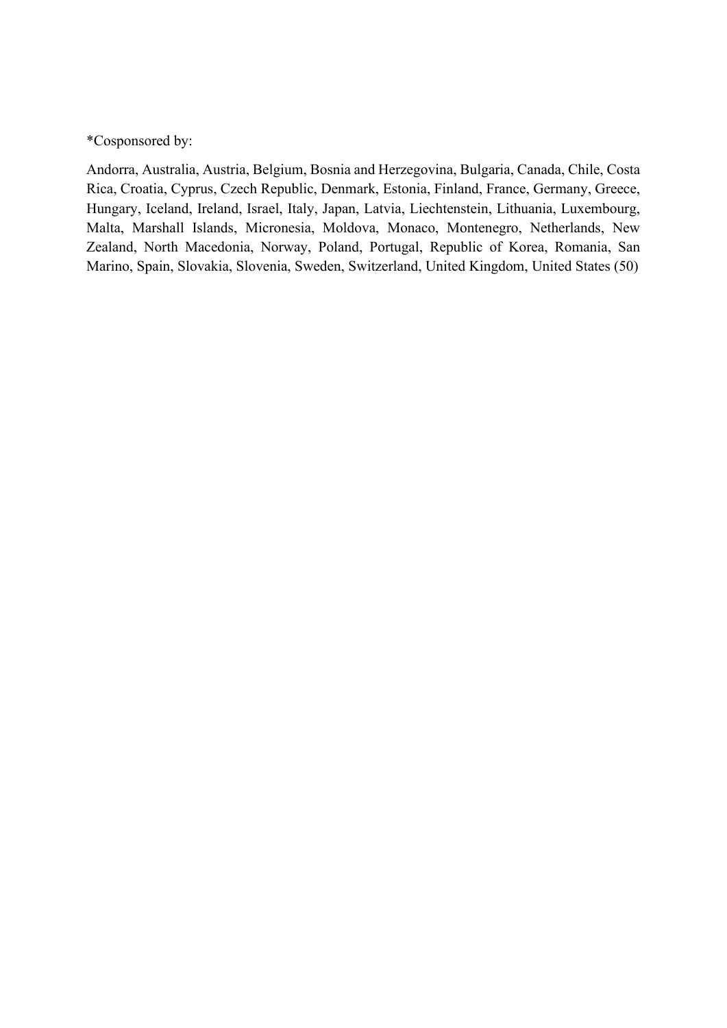*Cosponsored by:

Andorra, Australia, Austria, Belgium, Bosnia and Herzegovina, Bulgaria, Canada, Chile, Costa Rica, Croatia, Cyprus, Czech Republic, Denmark, Estonia, Finland, France, Germany, Greece, Hungary, Iceland, Ireland, Israel, Italy, Japan, Latvia, Liechtenstein, Lithuania, Luxembourg, Malta, Marshall Islands, Micronesia, Moldova, Monaco, Montenegro, Netherlands, New Zealand, North Macedonia, Norway, Poland, Portugal, Republic of Korea, Romania, San Marino, Spain, Slovakia, Slovenia, Sweden, Switzerland, United Kingdom, United States (50)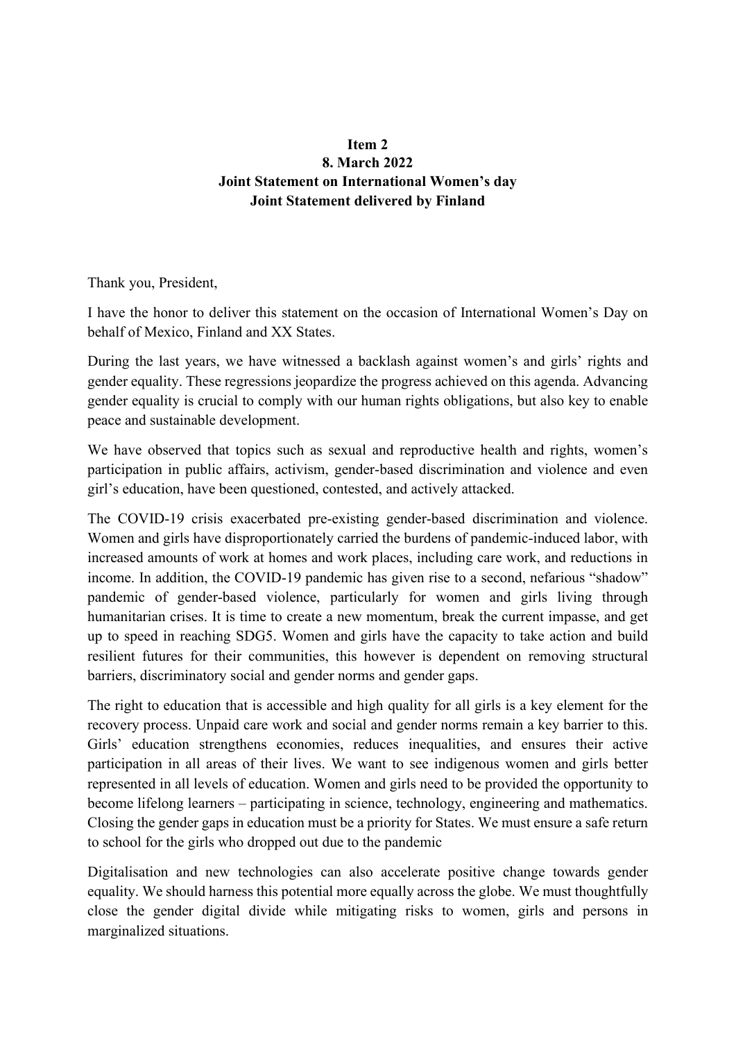**Item 2**
**8. March 2022**
**Joint Statement on International Women's day**
**Joint Statement delivered by Finland**

Thank you, President,

I have the honor to deliver this statement on the occasion of International Women's Day on behalf of Mexico, Finland and XX States.

During the last years, we have witnessed a backlash against women's and girls' rights and gender equality. These regressions jeopardize the progress achieved on this agenda. Advancing gender equality is crucial to comply with our human rights obligations, but also key to enable peace and sustainable development.

We have observed that topics such as sexual and reproductive health and rights, women's participation in public affairs, activism, gender-based discrimination and violence and even girl's education, have been questioned, contested, and actively attacked.

The COVID-19 crisis exacerbated pre-existing gender-based discrimination and violence. Women and girls have disproportionately carried the burdens of pandemic-induced labor, with increased amounts of work at homes and work places, including care work, and reductions in income. In addition, the COVID-19 pandemic has given rise to a second, nefarious "shadow" pandemic of gender-based violence, particularly for women and girls living through humanitarian crises. It is time to create a new momentum, break the current impasse, and get up to speed in reaching SDG5. Women and girls have the capacity to take action and build resilient futures for their communities, this however is dependent on removing structural barriers, discriminatory social and gender norms and gender gaps.

The right to education that is accessible and high quality for all girls is a key element for the recovery process. Unpaid care work and social and gender norms remain a key barrier to this. Girls' education strengthens economies, reduces inequalities, and ensures their active participation in all areas of their lives. We want to see indigenous women and girls better represented in all levels of education. Women and girls need to be provided the opportunity to become lifelong learners – participating in science, technology, engineering and mathematics. Closing the gender gaps in education must be a priority for States. We must ensure a safe return to school for the girls who dropped out due to the pandemic

Digitalisation and new technologies can also accelerate positive change towards gender equality. We should harness this potential more equally across the globe. We must thoughtfully close the gender digital divide while mitigating risks to women, girls and persons in marginalized situations.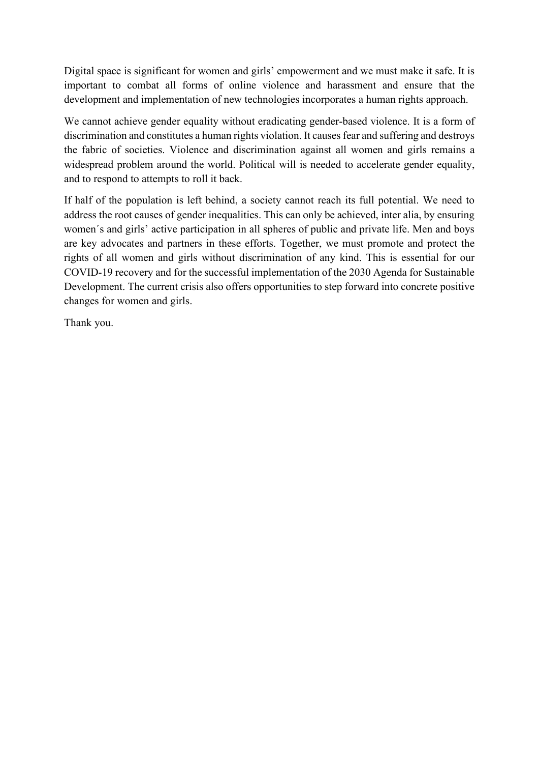Digital space is significant for women and girls' empowerment and we must make it safe. It is important to combat all forms of online violence and harassment and ensure that the development and implementation of new technologies incorporates a human rights approach.

We cannot achieve gender equality without eradicating gender-based violence. It is a form of discrimination and constitutes a human rights violation. It causes fear and suffering and destroys the fabric of societies. Violence and discrimination against all women and girls remains a widespread problem around the world. Political will is needed to accelerate gender equality, and to respond to attempts to roll it back.

If half of the population is left behind, a society cannot reach its full potential. We need to address the root causes of gender inequalities. This can only be achieved, inter alia, by ensuring women´s and girls' active participation in all spheres of public and private life. Men and boys are key advocates and partners in these efforts. Together, we must promote and protect the rights of all women and girls without discrimination of any kind. This is essential for our COVID-19 recovery and for the successful implementation of the 2030 Agenda for Sustainable Development. The current crisis also offers opportunities to step forward into concrete positive changes for women and girls.

Thank you.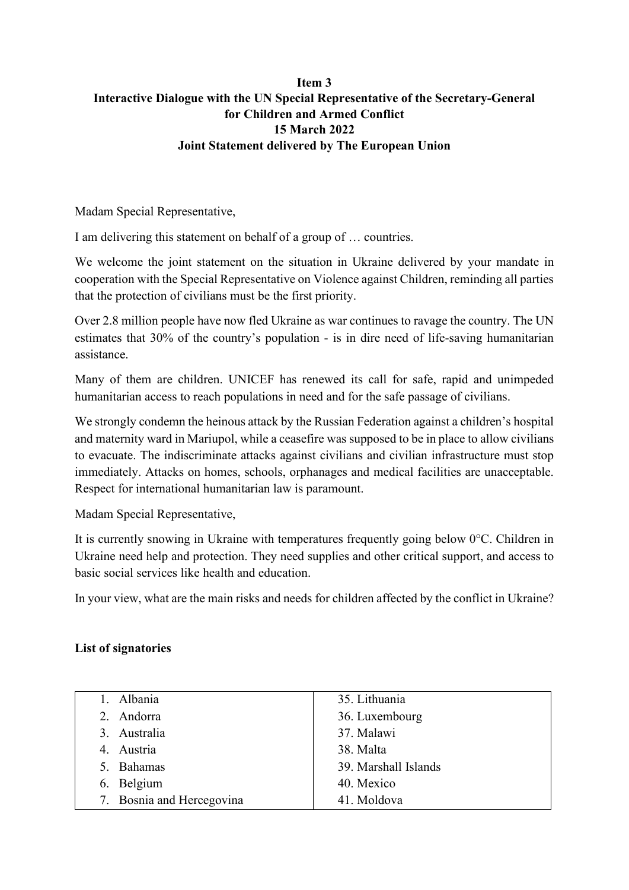**Item 3**
**Interactive Dialogue with the UN Special Representative of the Secretary-General for Children and Armed Conflict**
**15 March 2022**
**Joint Statement delivered by The European Union**

Madam Special Representative,

I am delivering this statement on behalf of a group of … countries.

We welcome the joint statement on the situation in Ukraine delivered by your mandate in cooperation with the Special Representative on Violence against Children, reminding all parties that the protection of civilians must be the first priority.

Over 2.8 million people have now fled Ukraine as war continues to ravage the country. The UN estimates that 30% of the country's population - is in dire need of life-saving humanitarian assistance.

Many of them are children. UNICEF has renewed its call for safe, rapid and unimpeded humanitarian access to reach populations in need and for the safe passage of civilians.

We strongly condemn the heinous attack by the Russian Federation against a children's hospital and maternity ward in Mariupol, while a ceasefire was supposed to be in place to allow civilians to evacuate. The indiscriminate attacks against civilians and civilian infrastructure must stop immediately. Attacks on homes, schools, orphanages and medical facilities are unacceptable. Respect for international humanitarian law is paramount.

Madam Special Representative,

It is currently snowing in Ukraine with temperatures frequently going below 0°C. Children in Ukraine need help and protection. They need supplies and other critical support, and access to basic social services like health and education.

In your view, what are the main risks and needs for children affected by the conflict in Ukraine?

**List of signatories**

| | |
|---|---|
| 1. Albania | 35. Lithuania |
| 2. Andorra | 36. Luxembourg |
| 3. Australia | 37. Malawi |
| 4. Austria | 38. Malta |
| 5. Bahamas | 39. Marshall Islands |
| 6. Belgium | 40. Mexico |
| 7. Bosnia and Hercegovina | 41. Moldova |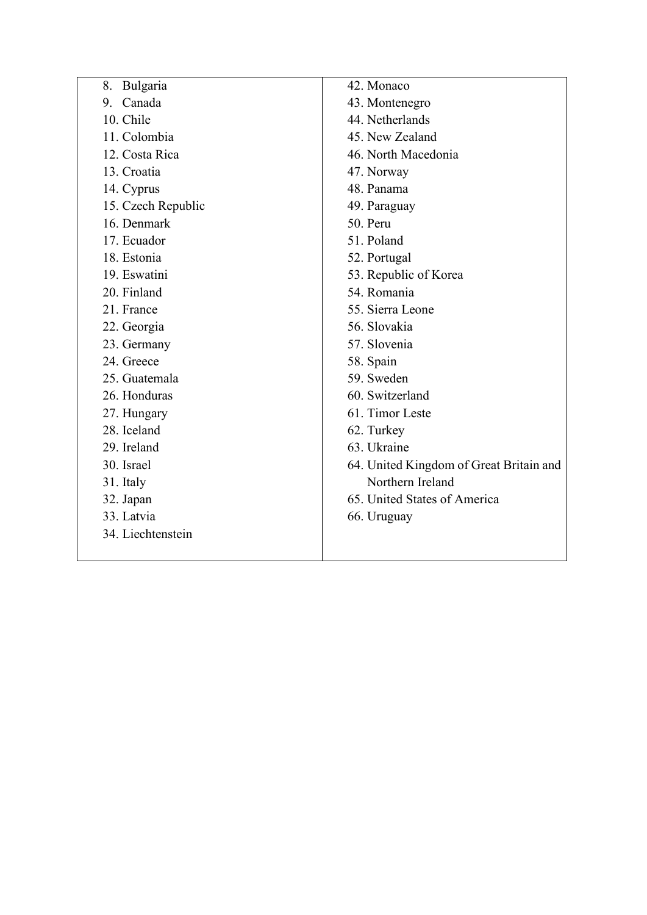| | |
|---|---|
| 8. Bulgaria<br>9. Canada<br>10. Chile<br>11. Colombia<br>12. Costa Rica<br>13. Croatia<br>14. Cyprus<br>15. Czech Republic<br>16. Denmark<br>17. Ecuador<br>18. Estonia<br>19. Eswatini<br>20. Finland<br>21. France<br>22. Georgia<br>23. Germany<br>24. Greece<br>25. Guatemala<br>26. Honduras<br>27. Hungary<br>28. Iceland<br>29. Ireland<br>30. Israel<br>31. Italy<br>32. Japan<br>33. Latvia<br>34. Liechtenstein | 42. Monaco<br>43. Montenegro<br>44. Netherlands<br>45. New Zealand<br>46. North Macedonia<br>47. Norway<br>48. Panama<br>49. Paraguay<br>50. Peru<br>51. Poland<br>52. Portugal<br>53. Republic of Korea<br>54. Romania<br>55. Sierra Leone<br>56. Slovakia<br>57. Slovenia<br>58. Spain<br>59. Sweden<br>60. Switzerland<br>61. Timor Leste<br>62. Turkey<br>63. Ukraine<br>64. United Kingdom of Great Britain and Northern Ireland<br>65. United States of America<br>66. Uruguay |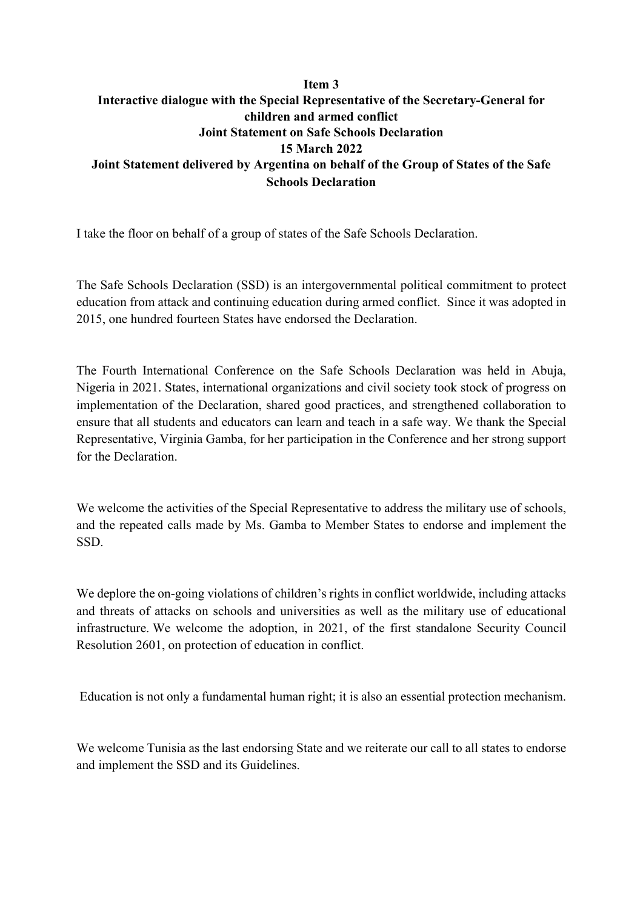**Item 3**

**Interactive dialogue with the Special Representative of the Secretary-General for children and armed conflict**

**Joint Statement on Safe Schools Declaration**

**15 March 2022**

**Joint Statement delivered by Argentina on behalf of the Group of States of the Safe Schools Declaration**

I take the floor on behalf of a group of states of the Safe Schools Declaration.

The Safe Schools Declaration (SSD) is an intergovernmental political commitment to protect education from attack and continuing education during armed conflict. Since it was adopted in 2015, one hundred fourteen States have endorsed the Declaration.

The Fourth International Conference on the Safe Schools Declaration was held in Abuja, Nigeria in 2021. States, international organizations and civil society took stock of progress on implementation of the Declaration, shared good practices, and strengthened collaboration to ensure that all students and educators can learn and teach in a safe way. We thank the Special Representative, Virginia Gamba, for her participation in the Conference and her strong support for the Declaration.

We welcome the activities of the Special Representative to address the military use of schools, and the repeated calls made by Ms. Gamba to Member States to endorse and implement the SSD.

We deplore the on-going violations of children's rights in conflict worldwide, including attacks and threats of attacks on schools and universities as well as the military use of educational infrastructure. We welcome the adoption, in 2021, of the first standalone Security Council Resolution 2601, on protection of education in conflict.

Education is not only a fundamental human right; it is also an essential protection mechanism.

We welcome Tunisia as the last endorsing State and we reiterate our call to all states to endorse and implement the SSD and its Guidelines.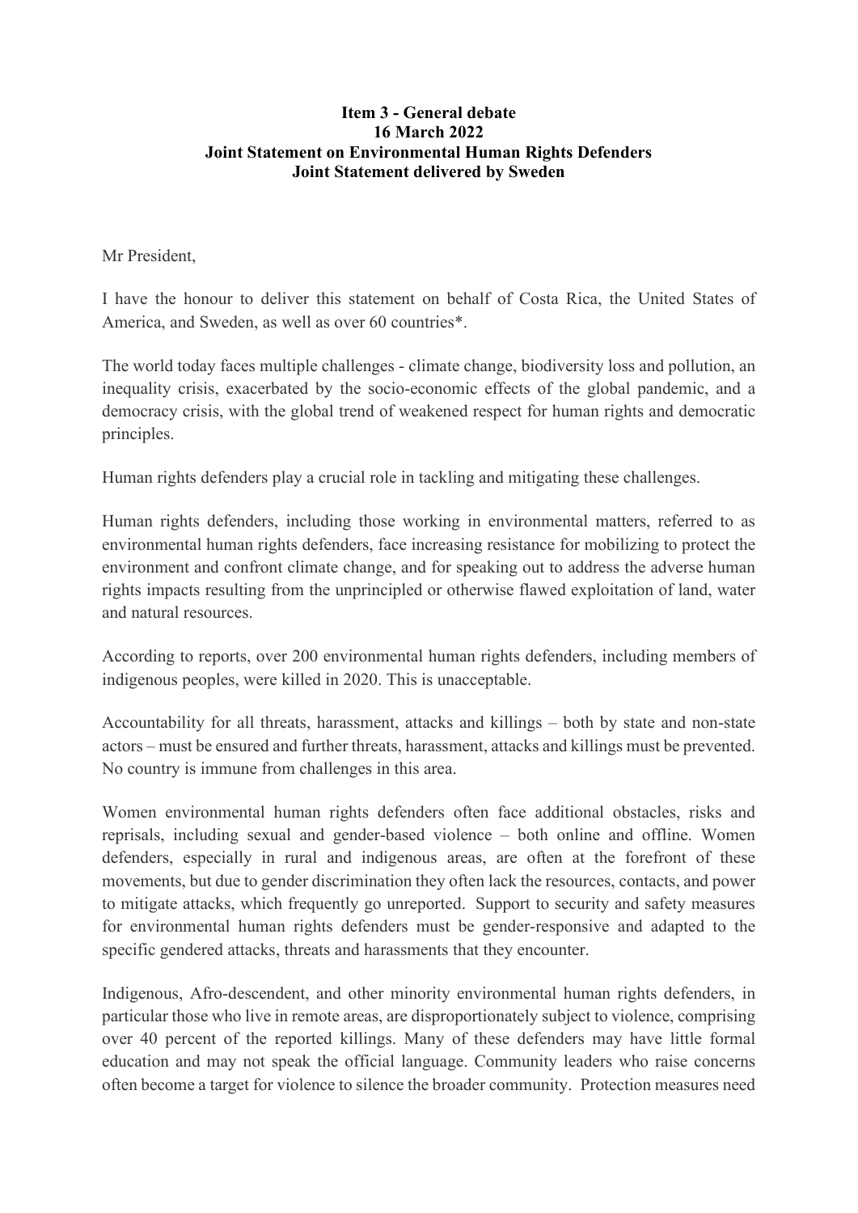**Item 3 - General debate**
**16 March 2022**
**Joint Statement on Environmental Human Rights Defenders**
**Joint Statement delivered by Sweden**

Mr President,

I have the honour to deliver this statement on behalf of Costa Rica, the United States of America, and Sweden, as well as over 60 countries*.

The world today faces multiple challenges - climate change, biodiversity loss and pollution, an inequality crisis, exacerbated by the socio-economic effects of the global pandemic, and a democracy crisis, with the global trend of weakened respect for human rights and democratic principles.

Human rights defenders play a crucial role in tackling and mitigating these challenges.

Human rights defenders, including those working in environmental matters, referred to as environmental human rights defenders, face increasing resistance for mobilizing to protect the environment and confront climate change, and for speaking out to address the adverse human rights impacts resulting from the unprincipled or otherwise flawed exploitation of land, water and natural resources.

According to reports, over 200 environmental human rights defenders, including members of indigenous peoples, were killed in 2020. This is unacceptable.

Accountability for all threats, harassment, attacks and killings – both by state and non-state actors – must be ensured and further threats, harassment, attacks and killings must be prevented. No country is immune from challenges in this area.

Women environmental human rights defenders often face additional obstacles, risks and reprisals, including sexual and gender-based violence – both online and offline. Women defenders, especially in rural and indigenous areas, are often at the forefront of these movements, but due to gender discrimination they often lack the resources, contacts, and power to mitigate attacks, which frequently go unreported. Support to security and safety measures for environmental human rights defenders must be gender-responsive and adapted to the specific gendered attacks, threats and harassments that they encounter.

Indigenous, Afro-descendent, and other minority environmental human rights defenders, in particular those who live in remote areas, are disproportionately subject to violence, comprising over 40 percent of the reported killings. Many of these defenders may have little formal education and may not speak the official language. Community leaders who raise concerns often become a target for violence to silence the broader community. Protection measures need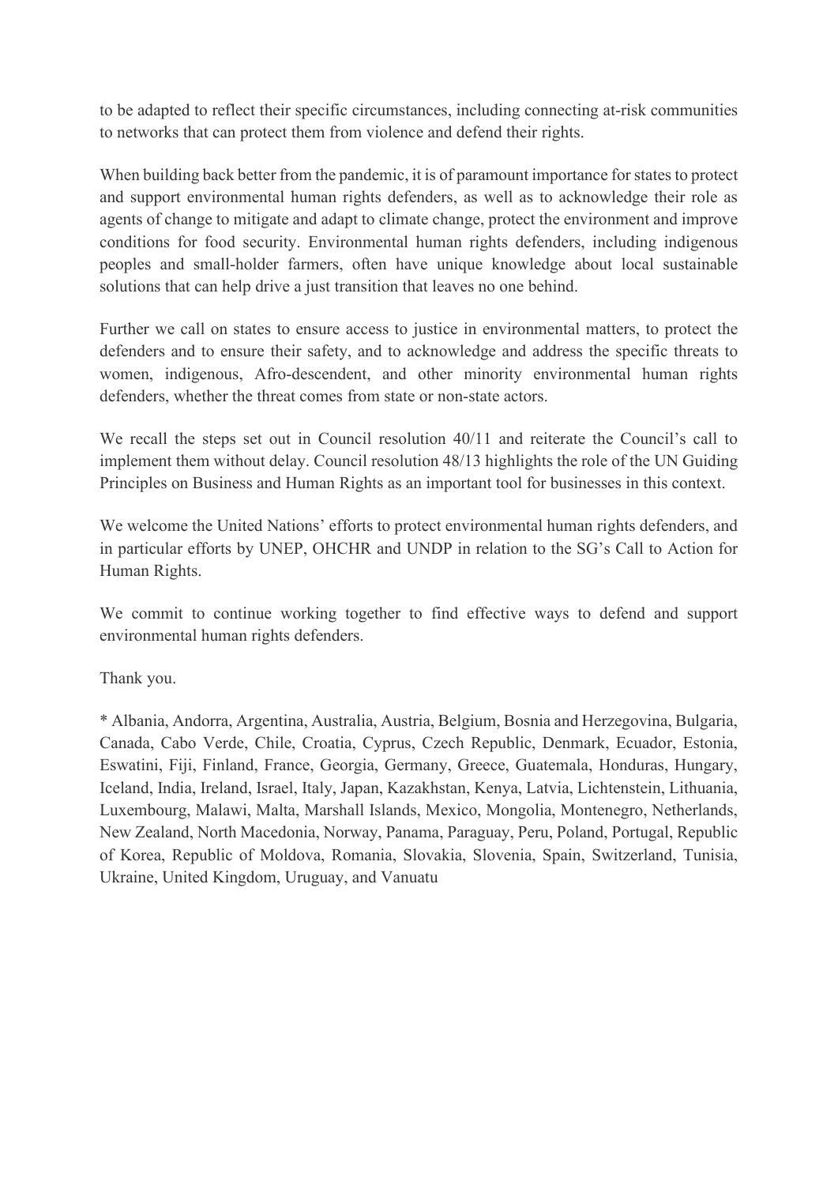to be adapted to reflect their specific circumstances, including connecting at-risk communities to networks that can protect them from violence and defend their rights.

When building back better from the pandemic, it is of paramount importance for states to protect and support environmental human rights defenders, as well as to acknowledge their role as agents of change to mitigate and adapt to climate change, protect the environment and improve conditions for food security. Environmental human rights defenders, including indigenous peoples and small-holder farmers, often have unique knowledge about local sustainable solutions that can help drive a just transition that leaves no one behind.

Further we call on states to ensure access to justice in environmental matters, to protect the defenders and to ensure their safety, and to acknowledge and address the specific threats to women, indigenous, Afro-descendent, and other minority environmental human rights defenders, whether the threat comes from state or non-state actors.

We recall the steps set out in Council resolution 40/11 and reiterate the Council's call to implement them without delay. Council resolution 48/13 highlights the role of the UN Guiding Principles on Business and Human Rights as an important tool for businesses in this context.

We welcome the United Nations' efforts to protect environmental human rights defenders, and in particular efforts by UNEP, OHCHR and UNDP in relation to the SG's Call to Action for Human Rights.

We commit to continue working together to find effective ways to defend and support environmental human rights defenders.

Thank you.

* Albania, Andorra, Argentina, Australia, Austria, Belgium, Bosnia and Herzegovina, Bulgaria, Canada, Cabo Verde, Chile, Croatia, Cyprus, Czech Republic, Denmark, Ecuador, Estonia, Eswatini, Fiji, Finland, France, Georgia, Germany, Greece, Guatemala, Honduras, Hungary, Iceland, India, Ireland, Israel, Italy, Japan, Kazakhstan, Kenya, Latvia, Lichtenstein, Lithuania, Luxembourg, Malawi, Malta, Marshall Islands, Mexico, Mongolia, Montenegro, Netherlands, New Zealand, North Macedonia, Norway, Panama, Paraguay, Peru, Poland, Portugal, Republic of Korea, Republic of Moldova, Romania, Slovakia, Slovenia, Spain, Switzerland, Tunisia, Ukraine, United Kingdom, Uruguay, and Vanuatu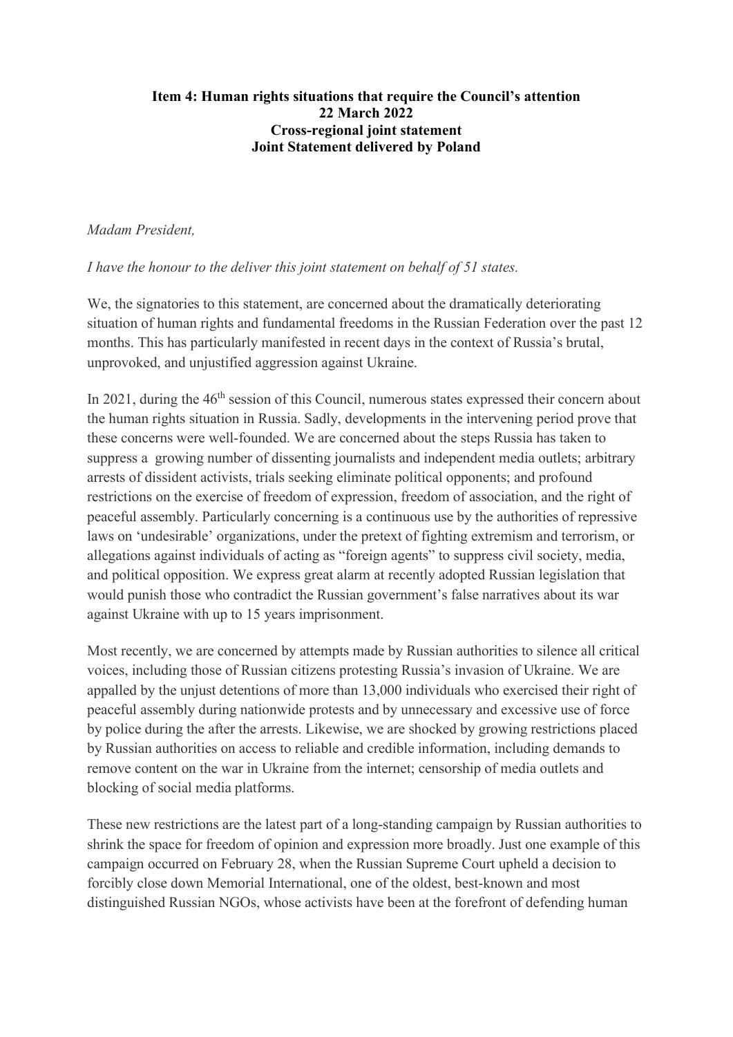**Item 4: Human rights situations that require the Council's attention**
**22 March 2022**
**Cross-regional joint statement**
**Joint Statement delivered by Poland**

*Madam President,*

*I have the honour to the deliver this joint statement on behalf of 51 states.*

We, the signatories to this statement, are concerned about the dramatically deteriorating situation of human rights and fundamental freedoms in the Russian Federation over the past 12 months. This has particularly manifested in recent days in the context of Russia's brutal, unprovoked, and unjustified aggression against Ukraine.

In 2021, during the 46th session of this Council, numerous states expressed their concern about the human rights situation in Russia. Sadly, developments in the intervening period prove that these concerns were well-founded. We are concerned about the steps Russia has taken to suppress a growing number of dissenting journalists and independent media outlets; arbitrary arrests of dissident activists, trials seeking eliminate political opponents; and profound restrictions on the exercise of freedom of expression, freedom of association, and the right of peaceful assembly. Particularly concerning is a continuous use by the authorities of repressive laws on 'undesirable' organizations, under the pretext of fighting extremism and terrorism, or allegations against individuals of acting as "foreign agents" to suppress civil society, media, and political opposition. We express great alarm at recently adopted Russian legislation that would punish those who contradict the Russian government's false narratives about its war against Ukraine with up to 15 years imprisonment.

Most recently, we are concerned by attempts made by Russian authorities to silence all critical voices, including those of Russian citizens protesting Russia's invasion of Ukraine. We are appalled by the unjust detentions of more than 13,000 individuals who exercised their right of peaceful assembly during nationwide protests and by unnecessary and excessive use of force by police during the after the arrests. Likewise, we are shocked by growing restrictions placed by Russian authorities on access to reliable and credible information, including demands to remove content on the war in Ukraine from the internet; censorship of media outlets and blocking of social media platforms.

These new restrictions are the latest part of a long-standing campaign by Russian authorities to shrink the space for freedom of opinion and expression more broadly. Just one example of this campaign occurred on February 28, when the Russian Supreme Court upheld a decision to forcibly close down Memorial International, one of the oldest, best-known and most distinguished Russian NGOs, whose activists have been at the forefront of defending human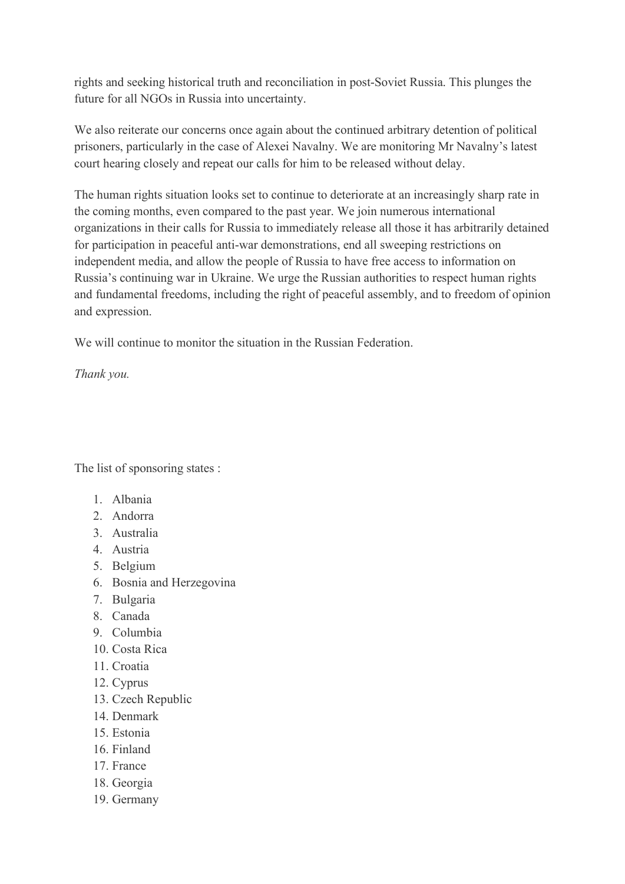rights and seeking historical truth and reconciliation in post-Soviet Russia. This plunges the future for all NGOs in Russia into uncertainty.

We also reiterate our concerns once again about the continued arbitrary detention of political prisoners, particularly in the case of Alexei Navalny. We are monitoring Mr Navalny's latest court hearing closely and repeat our calls for him to be released without delay.

The human rights situation looks set to continue to deteriorate at an increasingly sharp rate in the coming months, even compared to the past year. We join numerous international organizations in their calls for Russia to immediately release all those it has arbitrarily detained for participation in peaceful anti-war demonstrations, end all sweeping restrictions on independent media, and allow the people of Russia to have free access to information on Russia's continuing war in Ukraine. We urge the Russian authorities to respect human rights and fundamental freedoms, including the right of peaceful assembly, and to freedom of opinion and expression.

We will continue to monitor the situation in the Russian Federation.

*Thank you.*

The list of sponsoring states :

1. Albania
2. Andorra
3. Australia
4. Austria
5. Belgium
6. Bosnia and Herzegovina
7. Bulgaria
8. Canada
9. Columbia
10. Costa Rica
11. Croatia
12. Cyprus
13. Czech Republic
14. Denmark
15. Estonia
16. Finland
17. France
18. Georgia
19. Germany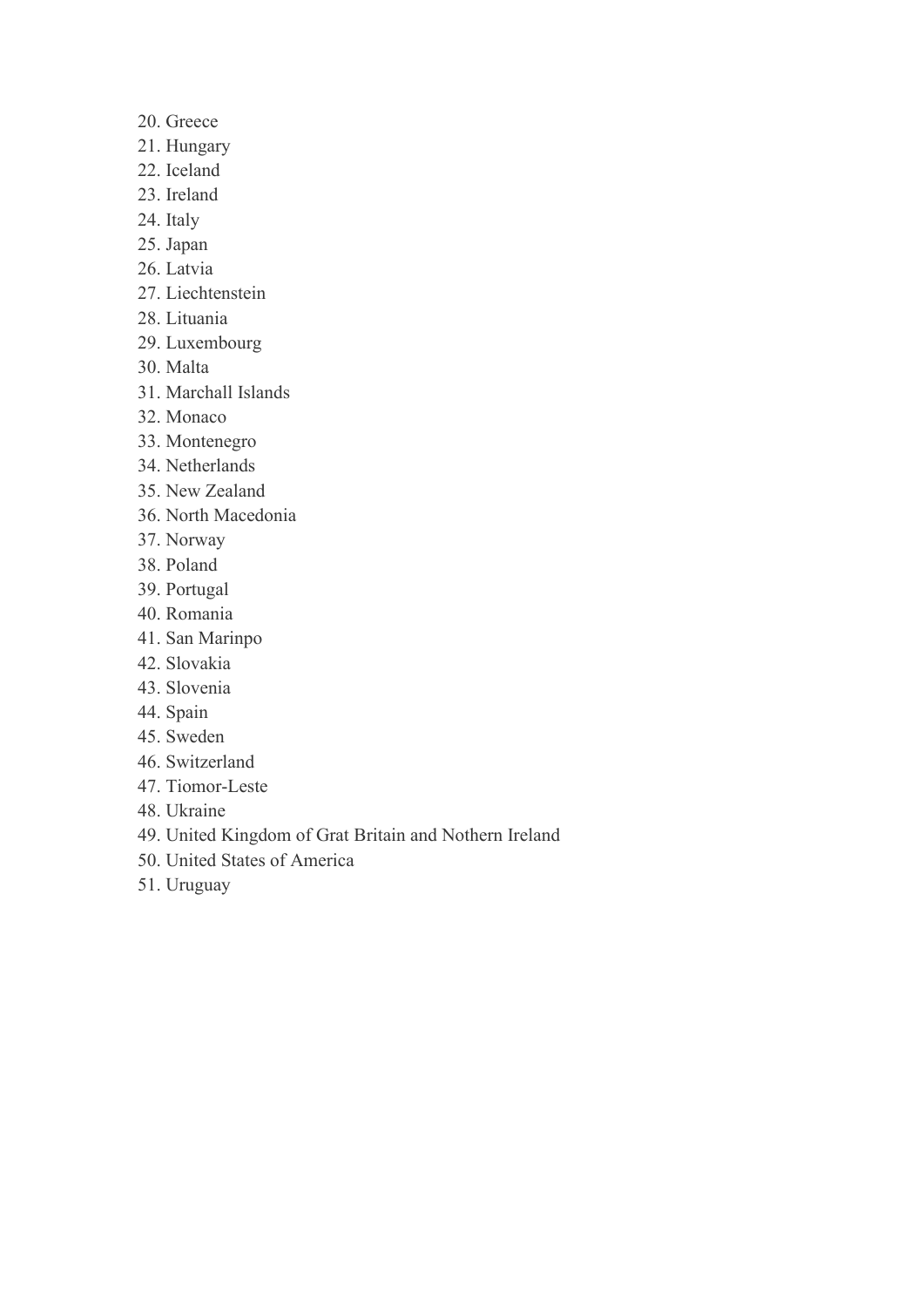20. Greece
21. Hungary
22. Iceland
23. Ireland
24. Italy
25. Japan
26. Latvia
27. Liechtenstein
28. Lituania
29. Luxembourg
30. Malta
31. Marchall Islands
32. Monaco
33. Montenegro
34. Netherlands
35. New Zealand
36. North Macedonia
37. Norway
38. Poland
39. Portugal
40. Romania
41. San Marinpo
42. Slovakia
43. Slovenia
44. Spain
45. Sweden
46. Switzerland
47. Tiomor-Leste
48. Ukraine
49. United Kingdom of Grat Britain and Nothern Ireland
50. United States of America
51. Uruguay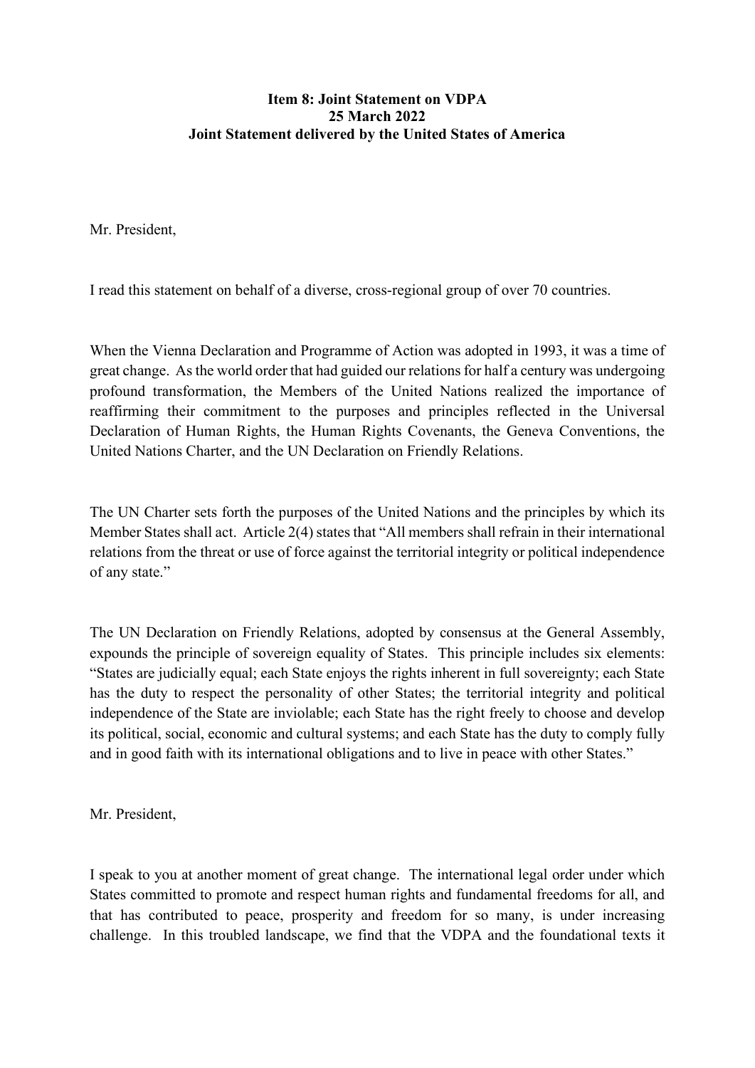**Item 8: Joint Statement on VDPA**
**25 March 2022**
**Joint Statement delivered by the United States of America**

Mr. President,

I read this statement on behalf of a diverse, cross-regional group of over 70 countries.

When the Vienna Declaration and Programme of Action was adopted in 1993, it was a time of great change. As the world order that had guided our relations for half a century was undergoing profound transformation, the Members of the United Nations realized the importance of reaffirming their commitment to the purposes and principles reflected in the Universal Declaration of Human Rights, the Human Rights Covenants, the Geneva Conventions, the United Nations Charter, and the UN Declaration on Friendly Relations.

The UN Charter sets forth the purposes of the United Nations and the principles by which its Member States shall act. Article 2(4) states that "All members shall refrain in their international relations from the threat or use of force against the territorial integrity or political independence of any state."

The UN Declaration on Friendly Relations, adopted by consensus at the General Assembly, expounds the principle of sovereign equality of States. This principle includes six elements: "States are judicially equal; each State enjoys the rights inherent in full sovereignty; each State has the duty to respect the personality of other States; the territorial integrity and political independence of the State are inviolable; each State has the right freely to choose and develop its political, social, economic and cultural systems; and each State has the duty to comply fully and in good faith with its international obligations and to live in peace with other States."

Mr. President,

I speak to you at another moment of great change. The international legal order under which States committed to promote and respect human rights and fundamental freedoms for all, and that has contributed to peace, prosperity and freedom for so many, is under increasing challenge. In this troubled landscape, we find that the VDPA and the foundational texts it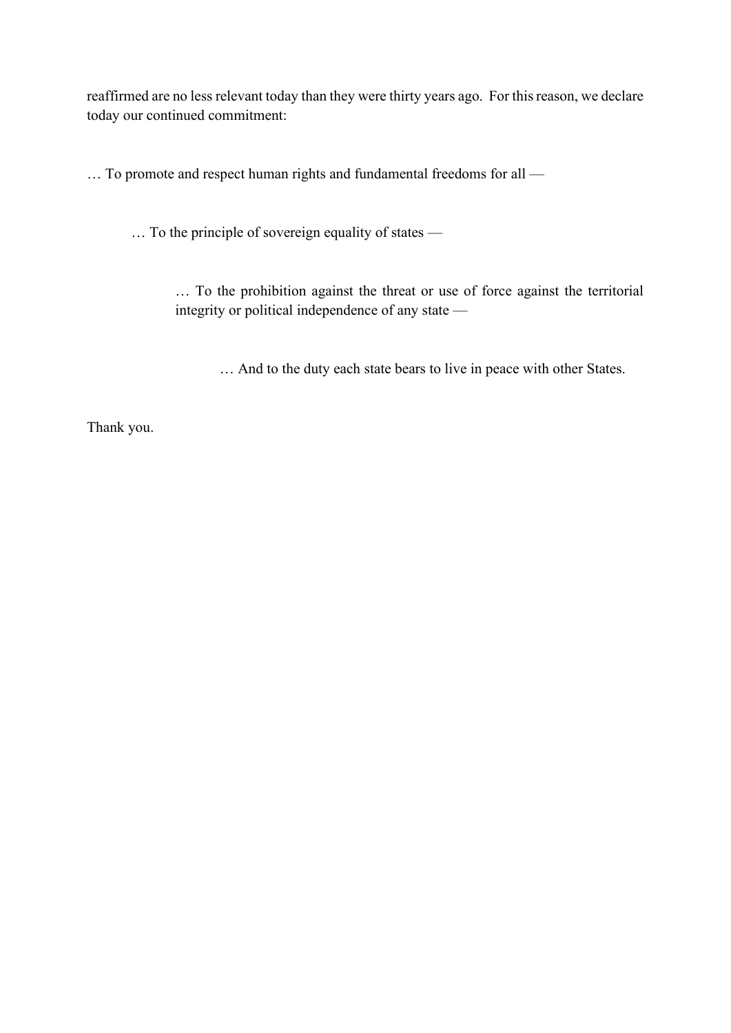reaffirmed are no less relevant today than they were thirty years ago. For this reason, we declare today our continued commitment:

… To promote and respect human rights and fundamental freedoms for all —

… To the principle of sovereign equality of states —

… To the prohibition against the threat or use of force against the territorial integrity or political independence of any state —

… And to the duty each state bears to live in peace with other States.

Thank you.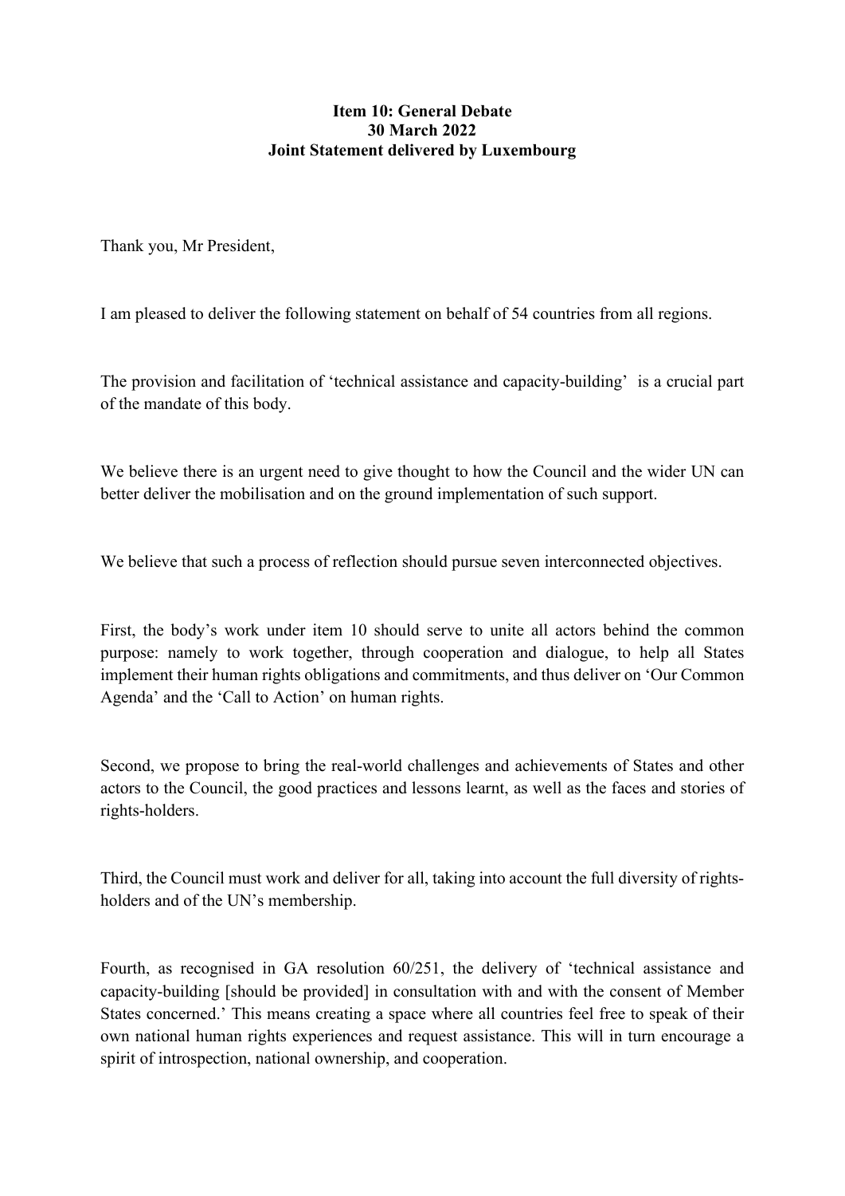**Item 10: General Debate**
**30 March 2022**
**Joint Statement delivered by Luxembourg**

Thank you, Mr President,

I am pleased to deliver the following statement on behalf of 54 countries from all regions.

The provision and facilitation of 'technical assistance and capacity-building' is a crucial part of the mandate of this body.

We believe there is an urgent need to give thought to how the Council and the wider UN can better deliver the mobilisation and on the ground implementation of such support.

We believe that such a process of reflection should pursue seven interconnected objectives.

First, the body's work under item 10 should serve to unite all actors behind the common purpose: namely to work together, through cooperation and dialogue, to help all States implement their human rights obligations and commitments, and thus deliver on 'Our Common Agenda' and the 'Call to Action' on human rights.

Second, we propose to bring the real-world challenges and achievements of States and other actors to the Council, the good practices and lessons learnt, as well as the faces and stories of rights-holders.

Third, the Council must work and deliver for all, taking into account the full diversity of rights-holders and of the UN's membership.

Fourth, as recognised in GA resolution 60/251, the delivery of 'technical assistance and capacity-building [should be provided] in consultation with and with the consent of Member States concerned.' This means creating a space where all countries feel free to speak of their own national human rights experiences and request assistance. This will in turn encourage a spirit of introspection, national ownership, and cooperation.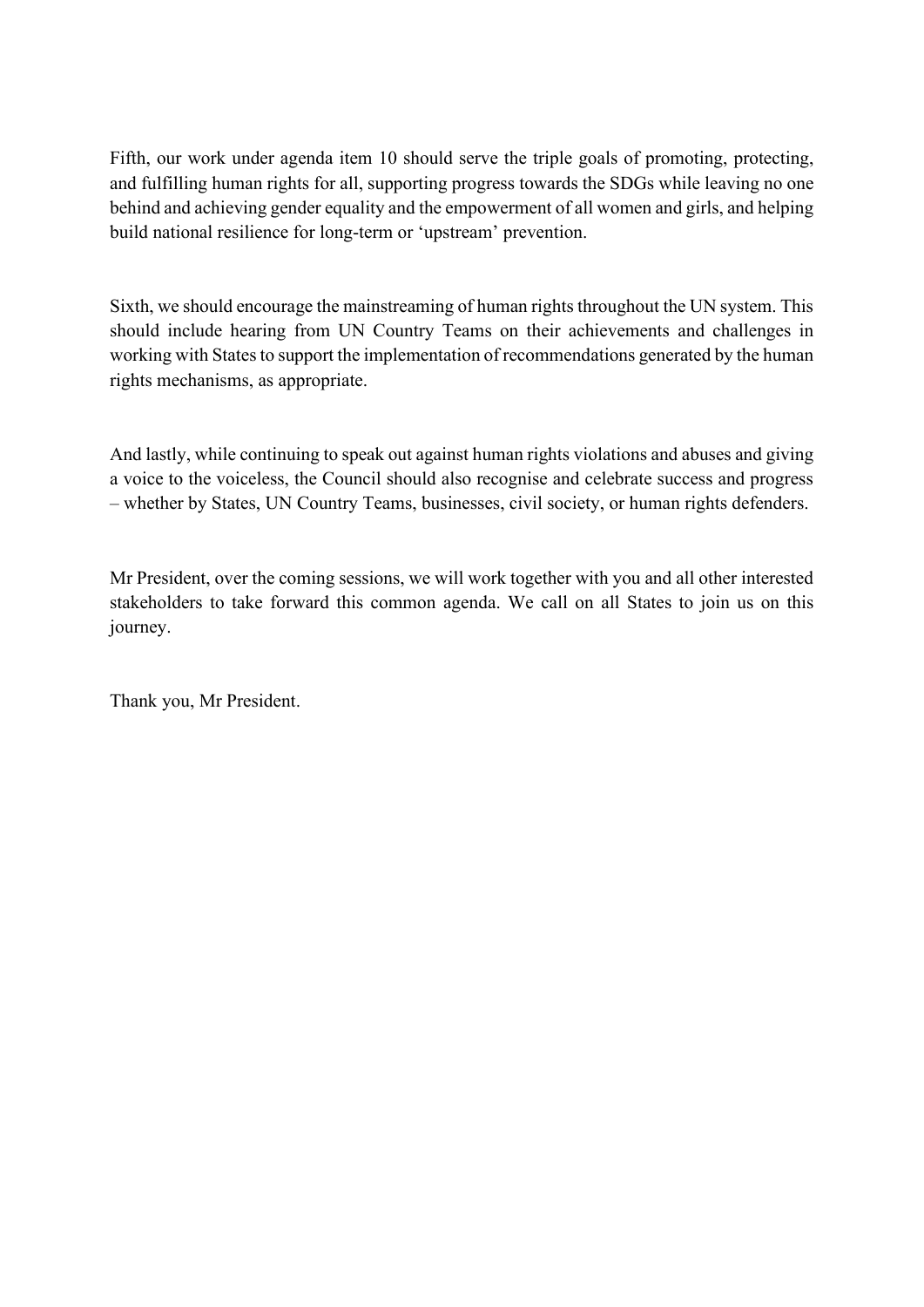Fifth, our work under agenda item 10 should serve the triple goals of promoting, protecting, and fulfilling human rights for all, supporting progress towards the SDGs while leaving no one behind and achieving gender equality and the empowerment of all women and girls, and helping build national resilience for long-term or 'upstream' prevention.

Sixth, we should encourage the mainstreaming of human rights throughout the UN system. This should include hearing from UN Country Teams on their achievements and challenges in working with States to support the implementation of recommendations generated by the human rights mechanisms, as appropriate.

And lastly, while continuing to speak out against human rights violations and abuses and giving a voice to the voiceless, the Council should also recognise and celebrate success and progress – whether by States, UN Country Teams, businesses, civil society, or human rights defenders.

Mr President, over the coming sessions, we will work together with you and all other interested stakeholders to take forward this common agenda. We call on all States to join us on this journey.

Thank you, Mr President.